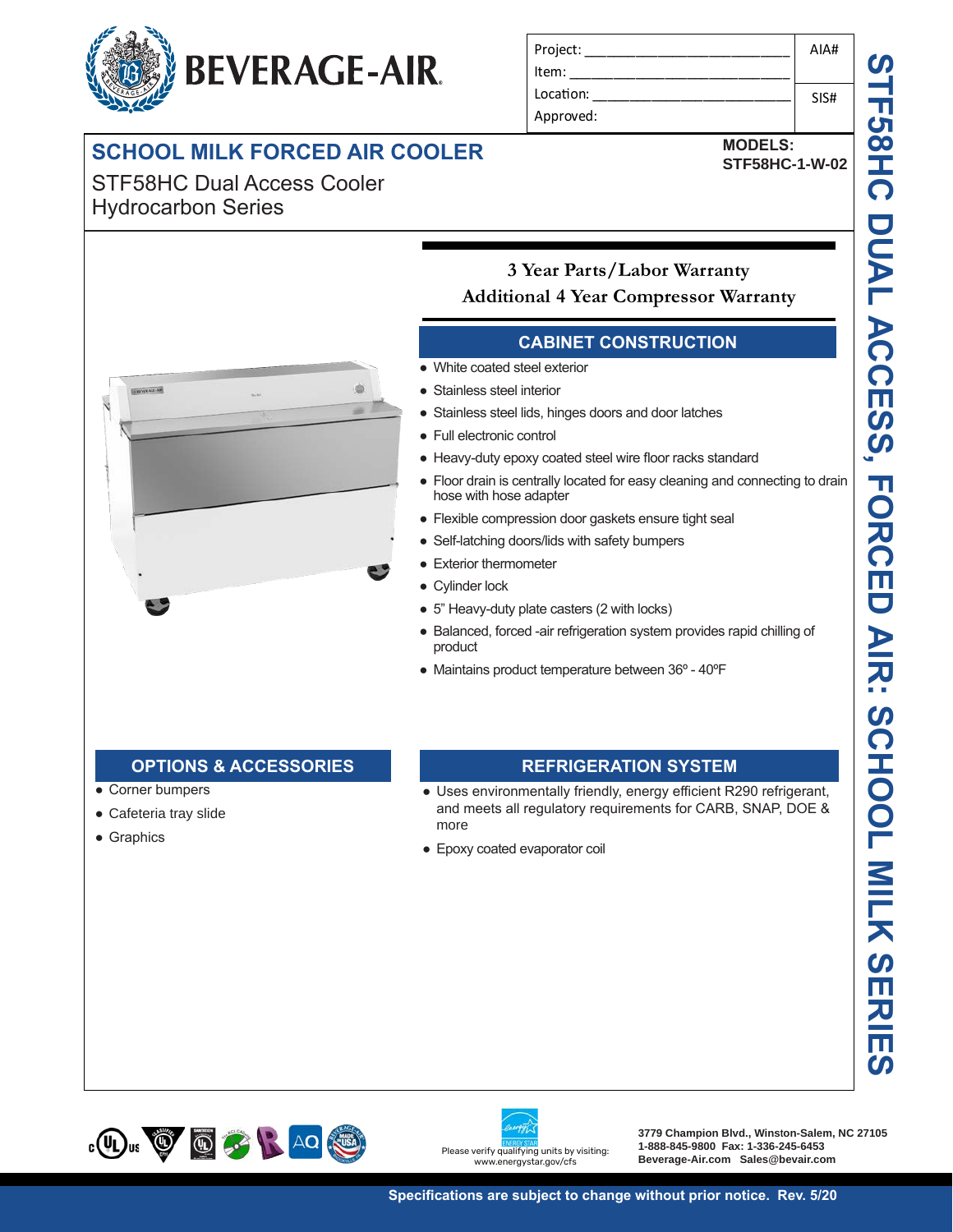BEVERAGE-AIR

| Project: | AIA# |
|---|---|
| Item: | |
| Location: | SIS# |
| Approved: | |

# SCHOOL MILK FORCED AIR COOLER

STF58HC Dual Access Cooler
Hydrocarbon Series

**MODELS:**
**STF58HC-1-W-02**

STF58HC DUAL ACCESS, FORCED AIR: SCHOOL MILK SERIES

**3 Year Parts/Labor Warranty**
**Additional 4 Year Compressor Warranty**

## CABINET CONSTRUCTION

- White coated steel exterior
- Stainless steel interior
- Stainless steel lids, hinges doors and door latches
- Full electronic control
- Heavy-duty epoxy coated steel wire floor racks standard
- Floor drain is centrally located for easy cleaning and connecting to drain hose with hose adapter
- Flexible compression door gaskets ensure tight seal
- Self-latching doors/lids with safety bumpers
- Exterior thermometer
- Cylinder lock
- 5" Heavy-duty plate casters (2 with locks)
- Balanced, forced -air refrigeration system provides rapid chilling of product
- Maintains product temperature between 36º - 40ºF

## OPTIONS & ACCESSORIES

- Corner bumpers
- Cafeteria tray slide
- Graphics

## REFRIGERATION SYSTEM

- Uses environmentally friendly, energy efficient R290 refrigerant, and meets all regulatory requirements for CARB, SNAP, DOE & more
- Epoxy coated evaporator coil

Please verify qualifying units by visiting: www.energystar.gov/cfs

**3779 Champion Blvd., Winston-Salem, NC 27105**
**1-888-845-9800 Fax: 1-336-245-6453**
**Beverage-Air.com Sales@bevair.com**

**Specifications are subject to change without prior notice. Rev. 5/20**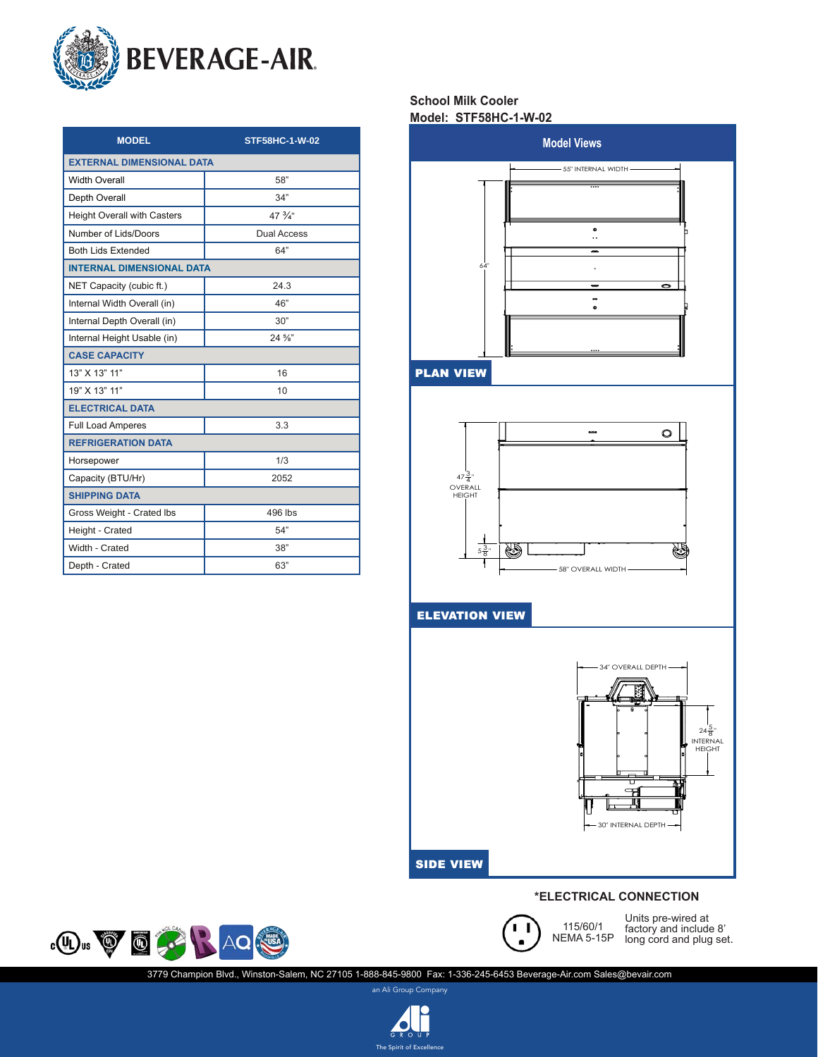# BEVERAGE-AIR

## School Milk Cooler
## Model: STF58HC-1-W-02

| MODEL | STF58HC-1-W-02 |
|---|---|
| **EXTERNAL DIMENSIONAL DATA** | |
| Width Overall | 58" |
| Depth Overall | 34" |
| Height Overall with Casters | 47 ¾" |
| Number of Lids/Doors | Dual Access |
| Both Lids Extended | 64" |
| **INTERNAL DIMENSIONAL DATA** | |
| NET Capacity (cubic ft.) | 24.3 |
| Internal Width Overall (in) | 46" |
| Internal Depth Overall (in) | 30" |
| Internal Height Usable (in) | 24 ⅝" |
| **CASE CAPACITY** | |
| 13" X 13" 11" | 16 |
| 19" X 13" 11" | 10 |
| **ELECTRICAL DATA** | |
| Full Load Amperes | 3.3 |
| **REFRIGERATION DATA** | |
| Horsepower | 1/3 |
| Capacity (BTU/Hr) | 2052 |
| **SHIPPING DATA** | |
| Gross Weight - Crated lbs | 496 lbs |
| Height - Crated | 54" |
| Width - Crated | 38" |
| Depth - Crated | 63" |

### Model Views

55" INTERNAL WIDTH
64"

**PLAN VIEW**

47 ¾" OVERALL HEIGHT
5 ⅜"
58" OVERALL WIDTH

**ELEVATION VIEW**

34" OVERALL DEPTH
24 ⅝" INTERNAL HEIGHT
30" INTERNAL DEPTH

**SIDE VIEW**

### *ELECTRICAL CONNECTION

115/60/1
NEMA 5-15P

Units pre-wired at factory and include 8' long cord and plug set.

3779 Champion Blvd., Winston-Salem, NC 27105 1-888-845-9800 Fax: 1-336-245-6453 Beverage-Air.com Sales@bevair.com

an Ali Group Company

The Spirit of Excellence